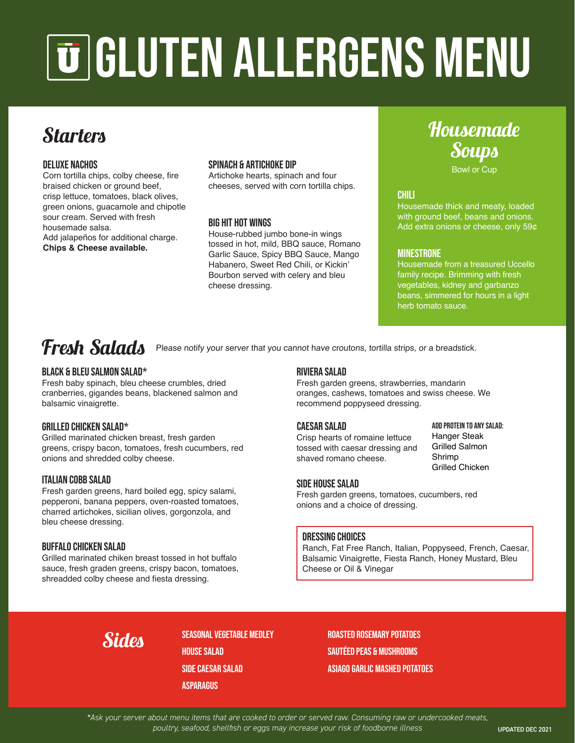# GLUTEN ALLERGENS MENU

## Starters

### DELUXE NACHOS
Corn tortilla chips, colby cheese, fire braised chicken or ground beef, crisp lettuce, tomatoes, black olives, green onions, guacamole and chipotle sour cream. Served with fresh housemade salsa.
Add jalapeños for additional charge.
**Chips & Cheese available.**

### SPINACH & ARTICHOKE DIP
Artichoke hearts, spinach and four cheeses, served with corn tortilla chips.

### BIG HIT HOT WINGS
House-rubbed jumbo bone-in wings tossed in hot, mild, BBQ sauce, Romano Garlic Sauce, Spicy BBQ Sauce, Mango Habanero, Sweet Red Chili, or Kickin' Bourbon served with celery and bleu cheese dressing.

## Housemade Soups
Bowl or Cup

### CHILI
Housemade thick and meaty, loaded with ground beef, beans and onions. Add extra onions or cheese, only 59¢

### MINESTRONE
Housemade from a treasured Uccello family recipe. Brimming with fresh vegetables, kidney and garbanzo beans, simmered for hours in a light herb tomato sauce.

## Fresh Salads
*Please notify your server that you cannot have croutons, tortilla strips, or a breadstick.*

### BLACK & BLEU SALMON SALAD*
Fresh baby spinach, bleu cheese crumbles, dried cranberries, gigandes beans, blackened salmon and balsamic vinaigrette.

### GRILLED CHICKEN SALAD*
Grilled marinated chicken breast, fresh garden greens, crispy bacon, tomatoes, fresh cucumbers, red onions and shredded colby cheese.

### ITALIAN COBB SALAD
Fresh garden greens, hard boiled egg, spicy salami, pepperoni, banana peppers, oven-roasted tomatoes, charred artichokes, sicilian olives, gorgonzola, and bleu cheese dressing.

### BUFFALO CHICKEN SALAD
Grilled marinated chiken breast tossed in hot buffalo sauce, fresh graden greens, crispy bacon, tomatoes, shreadded colby cheese and fiesta dressing.

### RIVIERA SALAD
Fresh garden greens, strawberries, mandarin oranges, cashews, tomatoes and swiss cheese. We recommend poppyseed dressing.

### CAESAR SALAD
Crisp hearts of romaine lettuce tossed with caesar dressing and shaved romano cheese.

**ADD PROTEIN TO ANY SALAD:**
Hanger Steak
Grilled Salmon
Shrimp
Grilled Chicken

### SIDE HOUSE SALAD
Fresh garden greens, tomatoes, cucumbers, red onions and a choice of dressing.

### DRESSING CHOICES
Ranch, Fat Free Ranch, Italian, Poppyseed, French, Caesar, Balsamic Vinaigrette, Fiesta Ranch, Honey Mustard, Bleu Cheese or Oil & Vinegar

## Sides

- SEASONAL VEGETABLE MEDLEY
- HOUSE SALAD
- SIDE CAESAR SALAD
- ASPARAGUS
- ROASTED ROSEMARY POTATOES
- SAUTÉED PEAS & MUSHROOMS
- ASIAGO GARLIC MASHED POTATOES

*\*Ask your server about menu items that are cooked to order or served raw. Consuming raw or undercooked meats, poultry, seafood, shellfish or eggs may increase your risk of foodborne illness*

UPDATED DEC 2021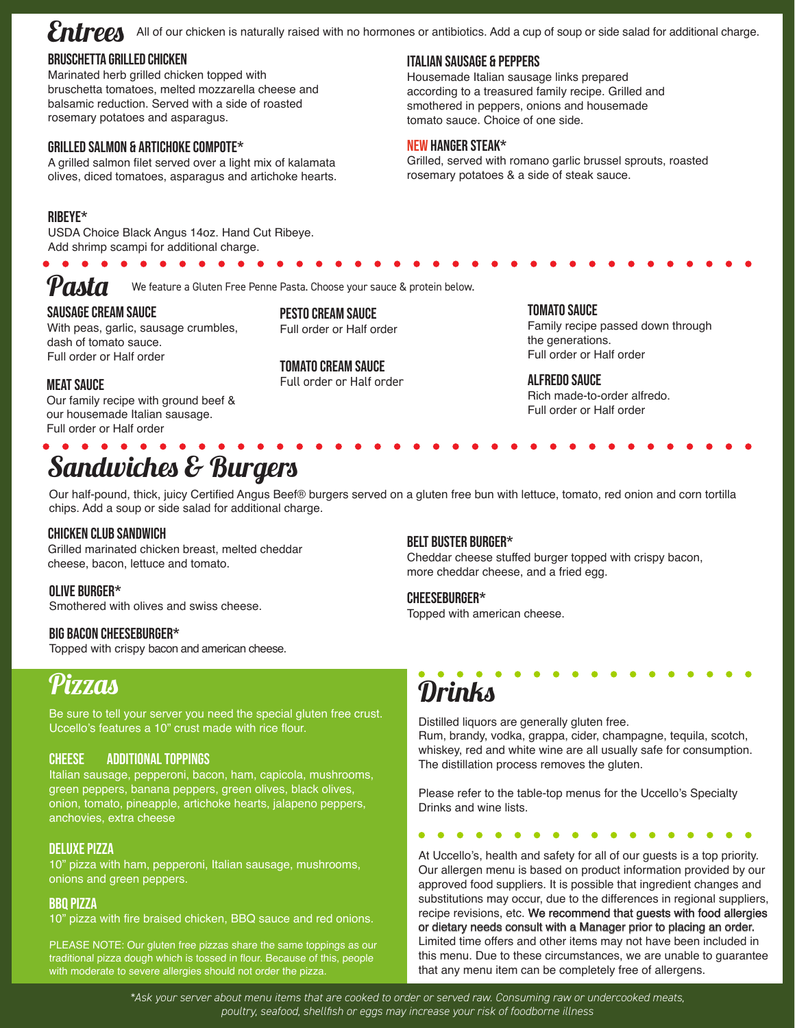# Entrees

All of our chicken is naturally raised with no hormones or antibiotics. Add a cup of soup or side salad for additional charge.

### BRUSCHETTA GRILLED CHICKEN
Marinated herb grilled chicken topped with bruschetta tomatoes, melted mozzarella cheese and balsamic reduction. Served with a side of roasted rosemary potatoes and asparagus.

### GRILLED SALMON & ARTICHOKE COMPOTE*
A grilled salmon filet served over a light mix of kalamata olives, diced tomatoes, asparagus and artichoke hearts.

### RIBEYE*
USDA Choice Black Angus 14oz. Hand Cut Ribeye. Add shrimp scampi for additional charge.

### ITALIAN SAUSAGE & PEPPERS
Housemade Italian sausage links prepared according to a treasured family recipe. Grilled and smothered in peppers, onions and housemade tomato sauce. Choice of one side.

### NEW HANGER STEAK*
Grilled, served with romano garlic brussel sprouts, roasted rosemary potatoes & a side of steak sauce.

# Pasta

We feature a Gluten Free Penne Pasta. Choose your sauce & protein below.

### SAUSAGE CREAM SAUCE
With peas, garlic, sausage crumbles, dash of tomato sauce.
Full order or Half order

### MEAT SAUCE
Our family recipe with ground beef & our housemade Italian sausage.
Full order or Half order

### PESTO CREAM SAUCE
Full order or Half order

### TOMATO CREAM SAUCE
Full order or Half order

### TOMATO SAUCE
Family recipe passed down through the generations.
Full order or Half order

### ALFREDO SAUCE
Rich made-to-order alfredo.
Full order or Half order

# Sandwiches & Burgers

Our half-pound, thick, juicy Certified Angus Beef® burgers served on a gluten free bun with lettuce, tomato, red onion and corn tortilla chips. Add a soup or side salad for additional charge.

### CHICKEN CLUB SANDWICH
Grilled marinated chicken breast, melted cheddar cheese, bacon, lettuce and tomato.

### OLIVE BURGER*
Smothered with olives and swiss cheese.

### BIG BACON CHEESEBURGER*
Topped with crispy bacon and american cheese.

### BELT BUSTER BURGER*
Cheddar cheese stuffed burger topped with crispy bacon, more cheddar cheese, and a fried egg.

### CHEESEBURGER*
Topped with american cheese.

# Pizzas

Be sure to tell your server you need the special gluten free crust. Uccello's features a 10" crust made with rice flour.

### CHEESE ADDITIONAL TOPPINGS
Italian sausage, pepperoni, bacon, ham, capicola, mushrooms, green peppers, banana peppers, green olives, black olives, onion, tomato, pineapple, artichoke hearts, jalapeno peppers, anchovies, extra cheese

### DELUXE PIZZA
10" pizza with ham, pepperoni, Italian sausage, mushrooms, onions and green peppers.

### BBQ PIZZA
10" pizza with fire braised chicken, BBQ sauce and red onions.

PLEASE NOTE: Our gluten free pizzas share the same toppings as our traditional pizza dough which is tossed in flour. Because of this, people with moderate to severe allergies should not order the pizza.

# Drinks

Distilled liquors are generally gluten free.
Rum, brandy, vodka, grappa, cider, champagne, tequila, scotch, whiskey, red and white wine are all usually safe for consumption. The distillation process removes the gluten.

Please refer to the table-top menus for the Uccello's Specialty Drinks and wine lists.

At Uccello's, health and safety for all of our guests is a top priority. Our allergen menu is based on product information provided by our approved food suppliers. It is possible that ingredient changes and substitutions may occur, due to the differences in regional suppliers, recipe revisions, etc. **We recommend that guests with food allergies or dietary needs consult with a Manager prior to placing an order.** Limited time offers and other items may not have been included in this menu. Due to these circumstances, we are unable to guarantee that any menu item can be completely free of allergens.

*\*Ask your server about menu items that are cooked to order or served raw. Consuming raw or undercooked meats, poultry, seafood, shellfish or eggs may increase your risk of foodborne illness*